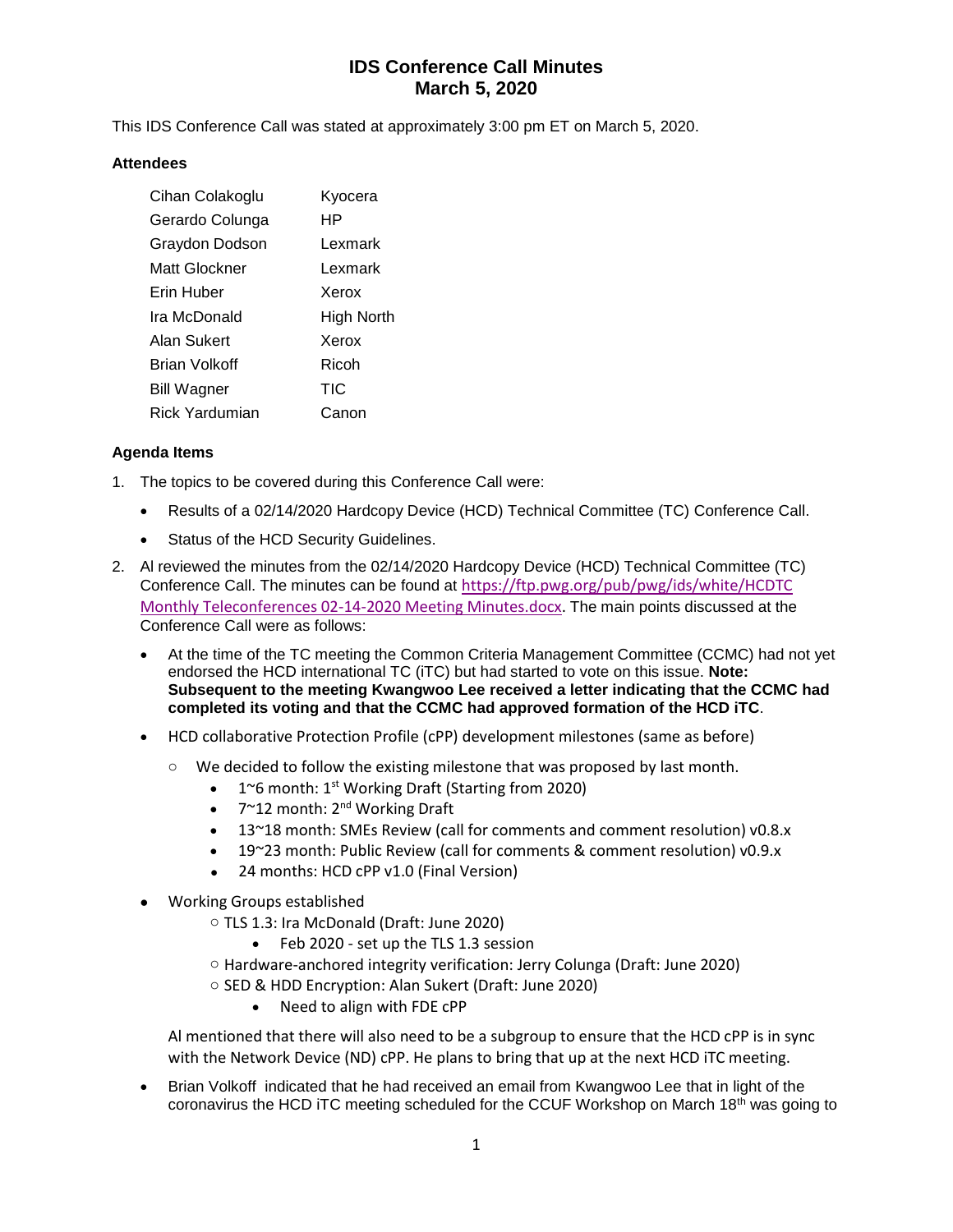# IDS Conference Call Minutes
# March 5, 2020

This IDS Conference Call was stated at approximately 3:00 pm ET on March 5, 2020.

### Attendees

| | |
|---|---|
| Cihan Colakoglu | Kyocera |
| Gerardo Colunga | HP |
| Graydon Dodson | Lexmark |
| Matt Glockner | Lexmark |
| Erin Huber | Xerox |
| Ira McDonald | High North |
| Alan Sukert | Xerox |
| Brian Volkoff | Ricoh |
| Bill Wagner | TIC |
| Rick Yardumian | Canon |

### Agenda Items

1. The topics to be covered during this Conference Call were:
   - Results of a 02/14/2020 Hardcopy Device (HCD) Technical Committee (TC) Conference Call.
   - Status of the HCD Security Guidelines.
2. Al reviewed the minutes from the 02/14/2020 Hardcopy Device (HCD) Technical Committee (TC) Conference Call. The minutes can be found at https://ftp.pwg.org/pub/pwg/ids/white/HCDTC Monthly Teleconferences 02-14-2020 Meeting Minutes.docx. The main points discussed at the Conference Call were as follows:
   - At the time of the TC meeting the Common Criteria Management Committee (CCMC) had not yet endorsed the HCD international TC (iTC) but had started to vote on this issue. **Note: Subsequent to the meeting Kwangwoo Lee received a letter indicating that the CCMC had completed its voting and that the CCMC had approved formation of the HCD iTC**.
   - HCD collaborative Protection Profile (cPP) development milestones (same as before)
     - We decided to follow the existing milestone that was proposed by last month.
       - 1~6 month: 1st Working Draft (Starting from 2020)
       - 7~12 month: 2nd Working Draft
       - 13~18 month: SMEs Review (call for comments and comment resolution) v0.8.x
       - 19~23 month: Public Review (call for comments & comment resolution) v0.9.x
       - 24 months: HCD cPP v1.0 (Final Version)
   - Working Groups established
     - TLS 1.3: Ira McDonald (Draft: June 2020)
       - Feb 2020 - set up the TLS 1.3 session
     - Hardware-anchored integrity verification: Jerry Colunga (Draft: June 2020)
     - SED & HDD Encryption: Alan Sukert (Draft: June 2020)
       - Need to align with FDE cPP

     Al mentioned that there will also need to be a subgroup to ensure that the HCD cPP is in sync with the Network Device (ND) cPP. He plans to bring that up at the next HCD iTC meeting.
   - Brian Volkoff indicated that he had received an email from Kwangwoo Lee that in light of the coronavirus the HCD iTC meeting scheduled for the CCUF Workshop on March 18th was going to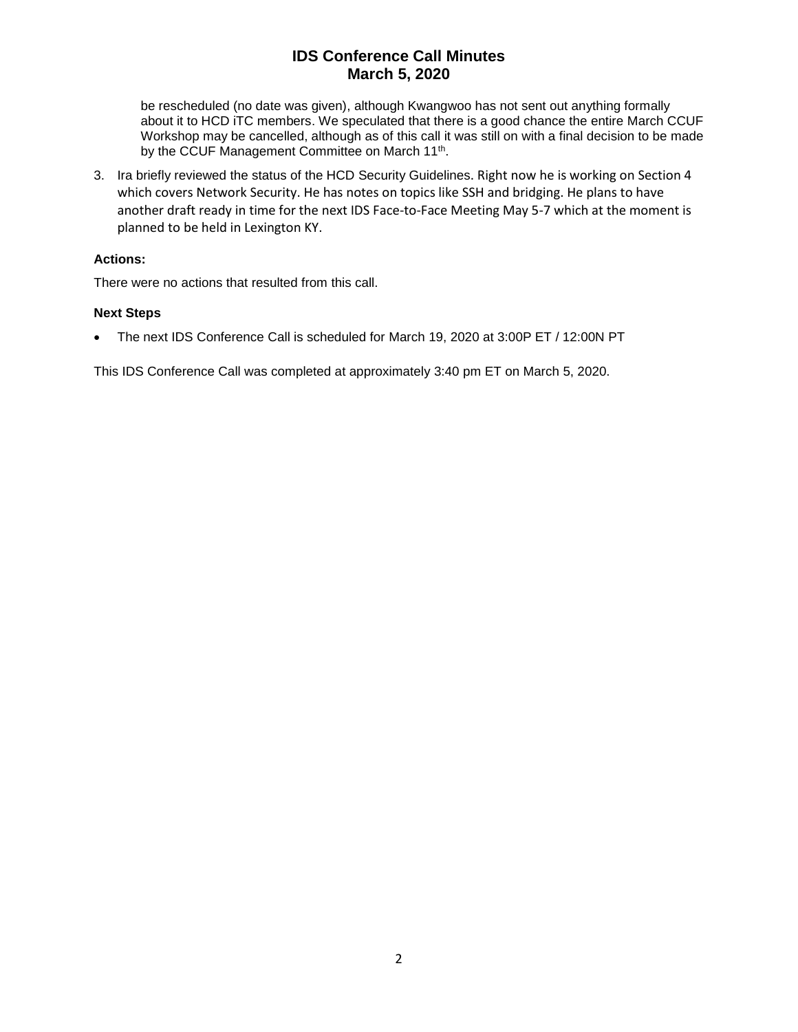be rescheduled (no date was given), although Kwangwoo has not sent out anything formally about it to HCD iTC members. We speculated that there is a good chance the entire March CCUF Workshop may be cancelled, although as of this call it was still on with a final decision to be made by the CCUF Management Committee on March 11th.

3. Ira briefly reviewed the status of the HCD Security Guidelines. Right now he is working on Section 4 which covers Network Security. He has notes on topics like SSH and bridging. He plans to have another draft ready in time for the next IDS Face-to-Face Meeting May 5-7 which at the moment is planned to be held in Lexington KY.

**Actions:**

There were no actions that resulted from this call.

**Next Steps**

- The next IDS Conference Call is scheduled for March 19, 2020 at 3:00P ET / 12:00N PT

This IDS Conference Call was completed at approximately 3:40 pm ET on March 5, 2020.